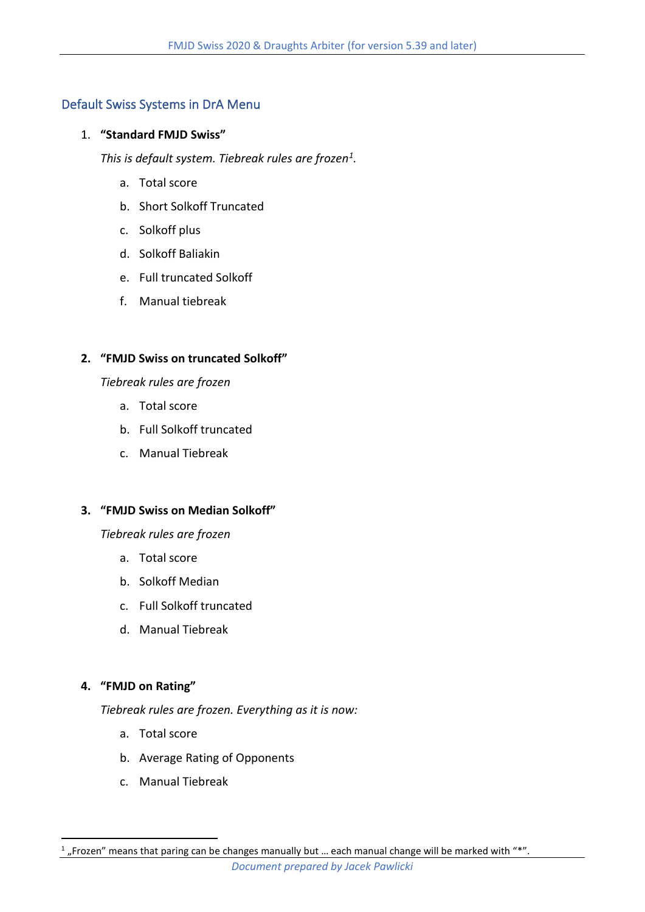## Default Swiss Systems in DrA Menu

1. **"Standard FMJD Swiss"**

   *This is default system. Tiebreak rules are frozen[1].*

   a. Total score
   b. Short Solkoff Truncated
   c. Solkoff plus
   d. Solkoff Baliakin
   e. Full truncated Solkoff
   f. Manual tiebreak

2. **"FMJD Swiss on truncated Solkoff"**

   *Tiebreak rules are frozen*

   a. Total score
   b. Full Solkoff truncated
   c. Manual Tiebreak

3. **"FMJD Swiss on Median Solkoff"**

   *Tiebreak rules are frozen*

   a. Total score
   b. Solkoff Median
   c. Full Solkoff truncated
   d. Manual Tiebreak

4. **"FMJD on Rating"**

   *Tiebreak rules are frozen. Everything as it is now:*

   a. Total score
   b. Average Rating of Opponents
   c. Manual Tiebreak

---

[1] „Frozen" means that paring can be changes manually but … each manual change will be marked with "*".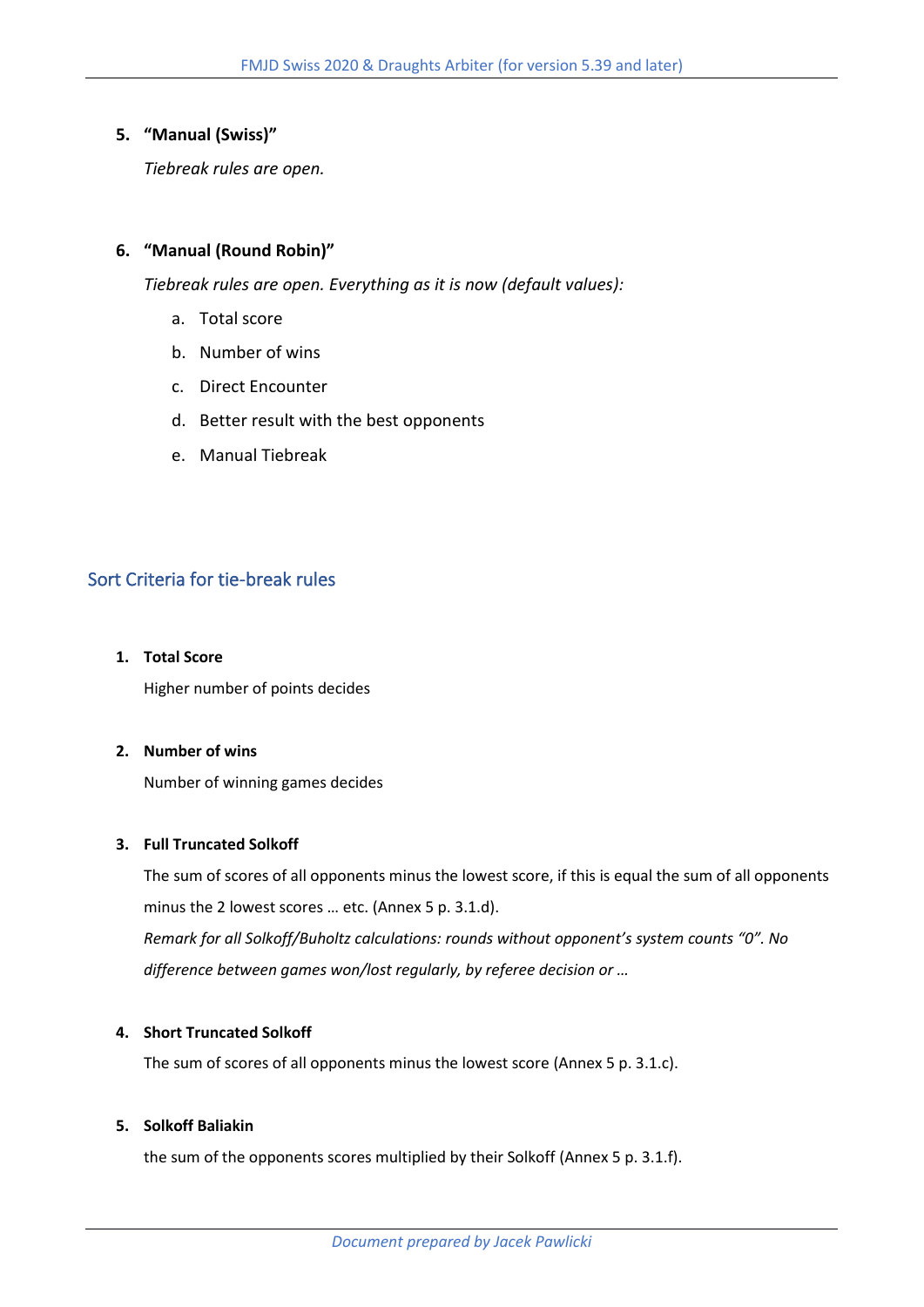5. **"Manual (Swiss)"**

   *Tiebreak rules are open.*

6. **"Manual (Round Robin)"**

   *Tiebreak rules are open. Everything as it is now (default values):*

   a. Total score
   b. Number of wins
   c. Direct Encounter
   d. Better result with the best opponents
   e. Manual Tiebreak

## Sort Criteria for tie-break rules

1. **Total Score**

   Higher number of points decides

2. **Number of wins**

   Number of winning games decides

3. **Full Truncated Solkoff**

   The sum of scores of all opponents minus the lowest score, if this is equal the sum of all opponents minus the 2 lowest scores … etc. (Annex 5 p. 3.1.d).

   *Remark for all Solkoff/Buholtz calculations: rounds without opponent's system counts "0". No difference between games won/lost regularly, by referee decision or …*

4. **Short Truncated Solkoff**

   The sum of scores of all opponents minus the lowest score (Annex 5 p. 3.1.c).

5. **Solkoff Baliakin**

   the sum of the opponents scores multiplied by their Solkoff (Annex 5 p. 3.1.f).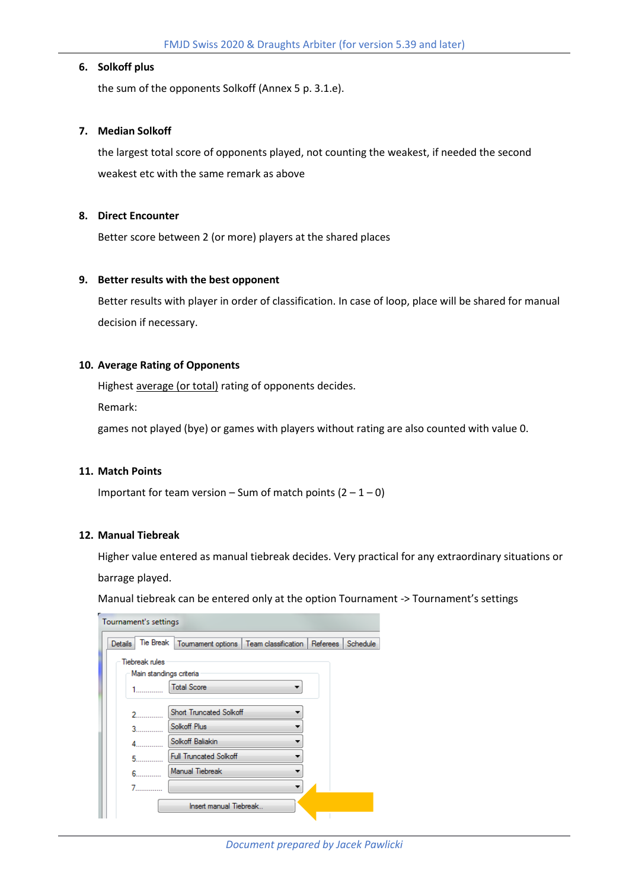6. **Solkoff plus**

   the sum of the opponents Solkoff (Annex 5 p. 3.1.e).

7. **Median Solkoff**

   the largest total score of opponents played, not counting the weakest, if needed the second weakest etc with the same remark as above

8. **Direct Encounter**

   Better score between 2 (or more) players at the shared places

9. **Better results with the best opponent**

   Better results with player in order of classification. In case of loop, place will be shared for manual decision if necessary.

10. **Average Rating of Opponents**

    Highest average (or total) rating of opponents decides.

    Remark:

    games not played (bye) or games with players without rating are also counted with value 0.

11. **Match Points**

    Important for team version – Sum of match points (2 – 1 – 0)

12. **Manual Tiebreak**

    Higher value entered as manual tiebreak decides. Very practical for any extraordinary situations or barrage played.

    Manual tiebreak can be entered only at the option Tournament -> Tournament's settings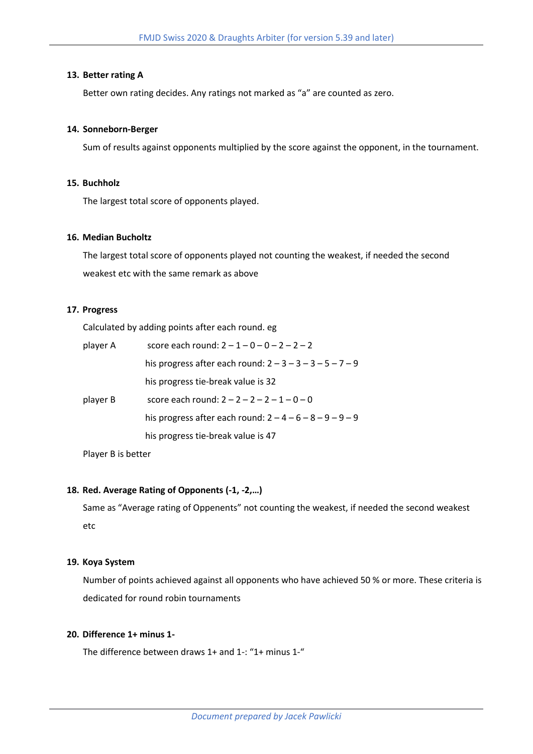### 13. Better rating A

Better own rating decides. Any ratings not marked as "a" are counted as zero.

### 14. Sonneborn-Berger

Sum of results against opponents multiplied by the score against the opponent, in the tournament.

### 15. Buchholz

The largest total score of opponents played.

### 16. Median Bucholtz

The largest total score of opponents played not counting the weakest, if needed the second weakest etc with the same remark as above

### 17. Progress

Calculated by adding points after each round. eg

player A  score each round: 2 – 1 – 0 – 0 – 2 – 2 – 2

his progress after each round: 2 – 3 – 3 – 3 – 5 – 7 – 9

his progress tie-break value is 32

player B  score each round: 2 – 2 – 2 – 2 – 1 – 0 – 0

his progress after each round: 2 – 4 – 6 – 8 – 9 – 9 – 9

his progress tie-break value is 47

Player B is better

### 18. Red. Average Rating of Opponents (-1, -2,…)

Same as "Average rating of Oppenents" not counting the weakest, if needed the second weakest etc

### 19. Koya System

Number of points achieved against all opponents who have achieved 50 % or more. These criteria is dedicated for round robin tournaments

### 20. Difference 1+ minus 1-

The difference between draws 1+ and 1-: "1+ minus 1-"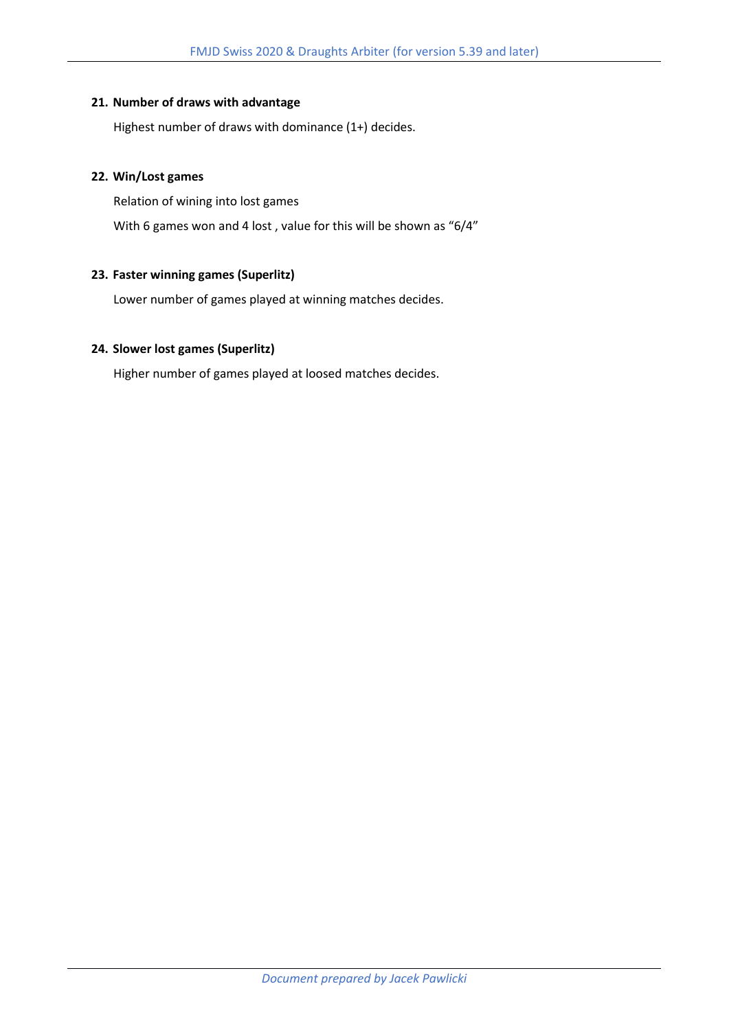**21. Number of draws with advantage**

Highest number of draws with dominance (1+) decides.

**22. Win/Lost games**

Relation of wining into lost games

With 6 games won and 4 lost , value for this will be shown as “6/4”

**23. Faster winning games (Superlitz)**

Lower number of games played at winning matches decides.

**24. Slower lost games (Superlitz)**

Higher number of games played at loosed matches decides.